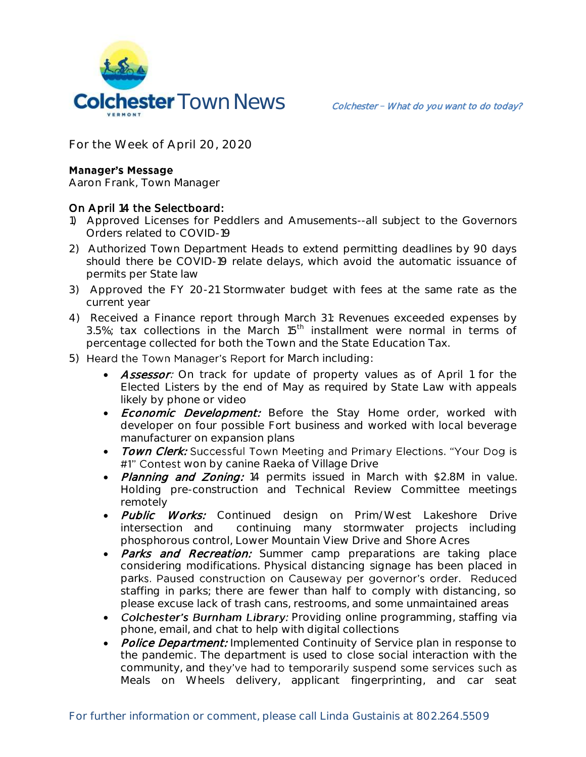Colchester Town News

*Colchester – What do you want to do today?*

For the Week of April 20, 2020

**Manager's Message**
Aaron Frank, Town Manager

**On April 14 the Selectboard:**

1) Approved Licenses for Peddlers and Amusements--all subject to the Governors Orders related to COVID-19
2) Authorized Town Department Heads to extend permitting deadlines by 90 days should there be COVID-19 relate delays, which avoid the automatic issuance of permits per State law
3) Approved the FY 20-21 Stormwater budget with fees at the same rate as the current year
4) Received a Finance report through March 31: Revenues exceeded expenses by 3.5%; tax collections in the March 15th installment were normal in terms of percentage collected for both the Town and the State Education Tax.
5) Heard the Town Manager's Report for March including:
   - *Assessor:* On track for update of property values as of April 1 for the Elected Listers by the end of May as required by State Law with appeals likely by phone or video
   - *Economic Development:* Before the Stay Home order, worked with developer on four possible Fort business and worked with local beverage manufacturer on expansion plans
   - *Town Clerk:* Successful Town Meeting and Primary Elections. "Your Dog is #1" Contest won by canine Raeka of Village Drive
   - *Planning and Zoning:* 14 permits issued in March with $2.8M in value. Holding pre-construction and Technical Review Committee meetings remotely
   - *Public Works:* Continued design on Prim/West Lakeshore Drive intersection and continuing many stormwater projects including phosphorous control, Lower Mountain View Drive and Shore Acres
   - *Parks and Recreation:* Summer camp preparations are taking place considering modifications. Physical distancing signage has been placed in parks. Paused construction on Causeway per governor's order. Reduced staffing in parks; there are fewer than half to comply with distancing, so please excuse lack of trash cans, restrooms, and some unmaintained areas
   - *Colchester's Burnham Library:* Providing online programming, staffing via phone, email, and chat to help with digital collections
   - *Police Department:* Implemented Continuity of Service plan in response to the pandemic. The department is used to close social interaction with the community, and they've had to temporarily suspend some services such as Meals on Wheels delivery, applicant fingerprinting, and car seat

For further information or comment, please call Linda Gustainis at 802.264.5509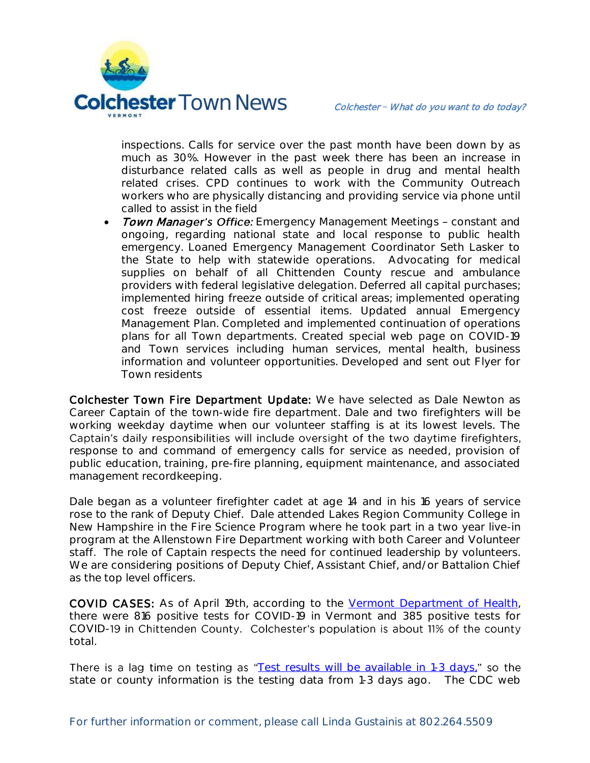inspections. Calls for service over the past month have been down by as much as 30%. However in the past week there has been an increase in disturbance related calls as well as people in drug and mental health related crises. CPD continues to work with the Community Outreach workers who are physically distancing and providing service via phone until called to assist in the field

- *Town Manager's Office:* Emergency Management Meetings – constant and ongoing, regarding national state and local response to public health emergency. Loaned Emergency Management Coordinator Seth Lasker to the State to help with statewide operations. Advocating for medical supplies on behalf of all Chittenden County rescue and ambulance providers with federal legislative delegation. Deferred all capital purchases; implemented hiring freeze outside of critical areas; implemented operating cost freeze outside of essential items. Updated annual Emergency Management Plan. Completed and implemented continuation of operations plans for all Town departments. Created special web page on COVID-19 and Town services including human services, mental health, business information and volunteer opportunities. Developed and sent out Flyer for Town residents

**Colchester Town Fire Department Update:** We have selected as Dale Newton as Career Captain of the town-wide fire department. Dale and two firefighters will be working weekday daytime when our volunteer staffing is at its lowest levels. The Captain's daily responsibilities will include oversight of the two daytime firefighters, response to and command of emergency calls for service as needed, provision of public education, training, pre-fire planning, equipment maintenance, and associated management recordkeeping.

Dale began as a volunteer firefighter cadet at age 14 and in his 16 years of service rose to the rank of Deputy Chief. Dale attended Lakes Region Community College in New Hampshire in the Fire Science Program where he took part in a two year live-in program at the Allenstown Fire Department working with both Career and Volunteer staff. The role of Captain respects the need for continued leadership by volunteers. We are considering positions of Deputy Chief, Assistant Chief, and/or Battalion Chief as the top level officers.

**COVID CASES:** As of April 19th, according to the [Vermont Department of Health](), there were 816 positive tests for COVID-19 in Vermont and 385 positive tests for COVID-19 in Chittenden County. Colchester's population is about 11% of the county total.

There is a lag time on testing as "[Test results will be available in 1-3 days,]()" so the state or county information is the testing data from 1-3 days ago. The CDC web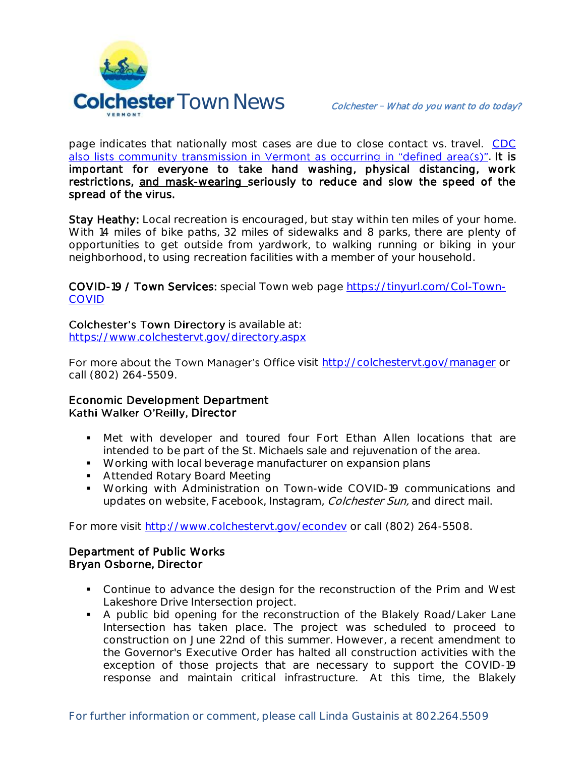page indicates that nationally most cases are due to close contact vs. travel. [CDC also lists community transmission in Vermont as occurring in "defined area(s)"](). **It is important for everyone to take hand washing, physical distancing, work restrictions, and mask-wearing seriously to reduce and slow the speed of the spread of the virus.**

**Stay Heathy:** Local recreation is encouraged, but stay within ten miles of your home. With 14 miles of bike paths, 32 miles of sidewalks and 8 parks, there are plenty of opportunities to get outside from yardwork, to walking running or biking in your neighborhood, to using recreation facilities with a member of your household.

**COVID-19 / Town Services:** special Town web page https://tinyurl.com/Col-Town-COVID

**Colchester's Town Directory** is available at: https://www.colchestervt.gov/directory.aspx

For more about the Town Manager's Office visit http://colchestervt.gov/manager or call (802) 264-5509.

**Economic Development Department**
**Kathi Walker O'Reilly, Director**

- Met with developer and toured four Fort Ethan Allen locations that are intended to be part of the St. Michaels sale and rejuvenation of the area.
- Working with local beverage manufacturer on expansion plans
- Attended Rotary Board Meeting
- Working with Administration on Town-wide COVID-19 communications and updates on website, Facebook, Instagram, *Colchester Sun,* and direct mail.

For more visit http://www.colchestervt.gov/econdev or call (802) 264-5508.

**Department of Public Works**
**Bryan Osborne, Director**

- Continue to advance the design for the reconstruction of the Prim and West Lakeshore Drive Intersection project.
- A public bid opening for the reconstruction of the Blakely Road/Laker Lane Intersection has taken place. The project was scheduled to proceed to construction on June 22nd of this summer. However, a recent amendment to the Governor's Executive Order has halted all construction activities with the exception of those projects that are necessary to support the COVID-19 response and maintain critical infrastructure. At this time, the Blakely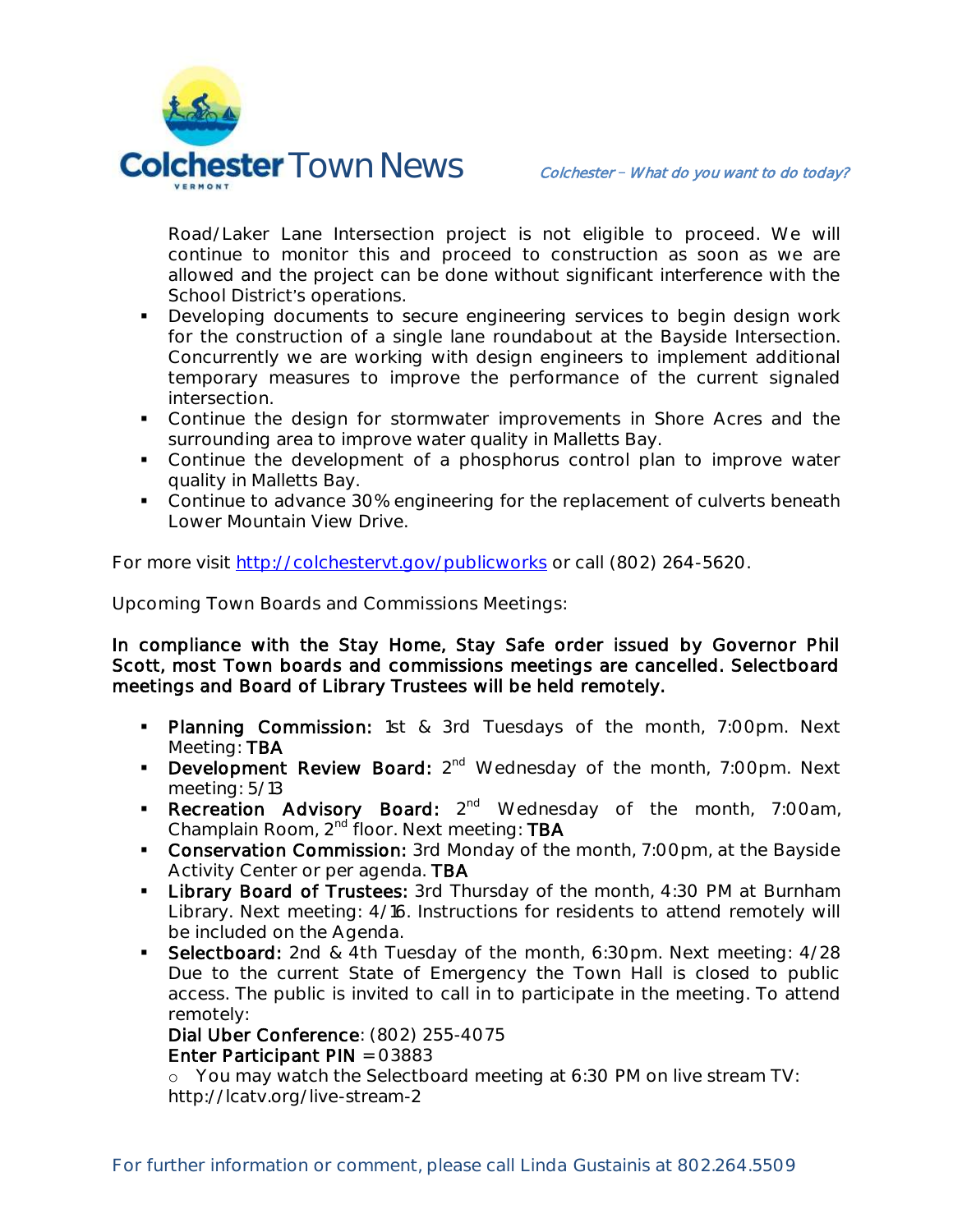Road/Laker Lane Intersection project is not eligible to proceed. We will continue to monitor this and proceed to construction as soon as we are allowed and the project can be done without significant interference with the School District's operations.

- Developing documents to secure engineering services to begin design work for the construction of a single lane roundabout at the Bayside Intersection. Concurrently we are working with design engineers to implement additional temporary measures to improve the performance of the current signaled intersection.
- Continue the design for stormwater improvements in Shore Acres and the surrounding area to improve water quality in Malletts Bay.
- Continue the development of a phosphorus control plan to improve water quality in Malletts Bay.
- Continue to advance 30% engineering for the replacement of culverts beneath Lower Mountain View Drive.

For more visit http://colchestervt.gov/publicworks or call (802) 264-5620.

Upcoming Town Boards and Commissions Meetings:

**In compliance with the Stay Home, Stay Safe order issued by Governor Phil Scott, most Town boards and commissions meetings are cancelled. Selectboard meetings and Board of Library Trustees will be held remotely.**

- **Planning Commission:** 1st & 3rd Tuesdays of the month, 7:00pm. Next Meeting: **TBA**
- **Development Review Board:** 2nd Wednesday of the month, 7:00pm. Next meeting: 5/13
- **Recreation Advisory Board:** 2nd Wednesday of the month, 7:00am, Champlain Room, 2nd floor. Next meeting: **TBA**
- **Conservation Commission:** 3rd Monday of the month, 7:00pm, at the Bayside Activity Center or per agenda. **TBA**
- **Library Board of Trustees:** 3rd Thursday of the month, 4:30 PM at Burnham Library. Next meeting: 4/16. Instructions for residents to attend remotely will be included on the Agenda.
- **Selectboard:** 2nd & 4th Tuesday of the month, 6:30pm. Next meeting: 4/28 Due to the current State of Emergency the Town Hall is closed to public access. The public is invited to call in to participate in the meeting. To attend remotely:
  **Dial Uber Conference**: (802) 255-4075
  **Enter Participant PIN** = 03883
  - You may watch the Selectboard meeting at 6:30 PM on live stream TV: http://lcatv.org/live-stream-2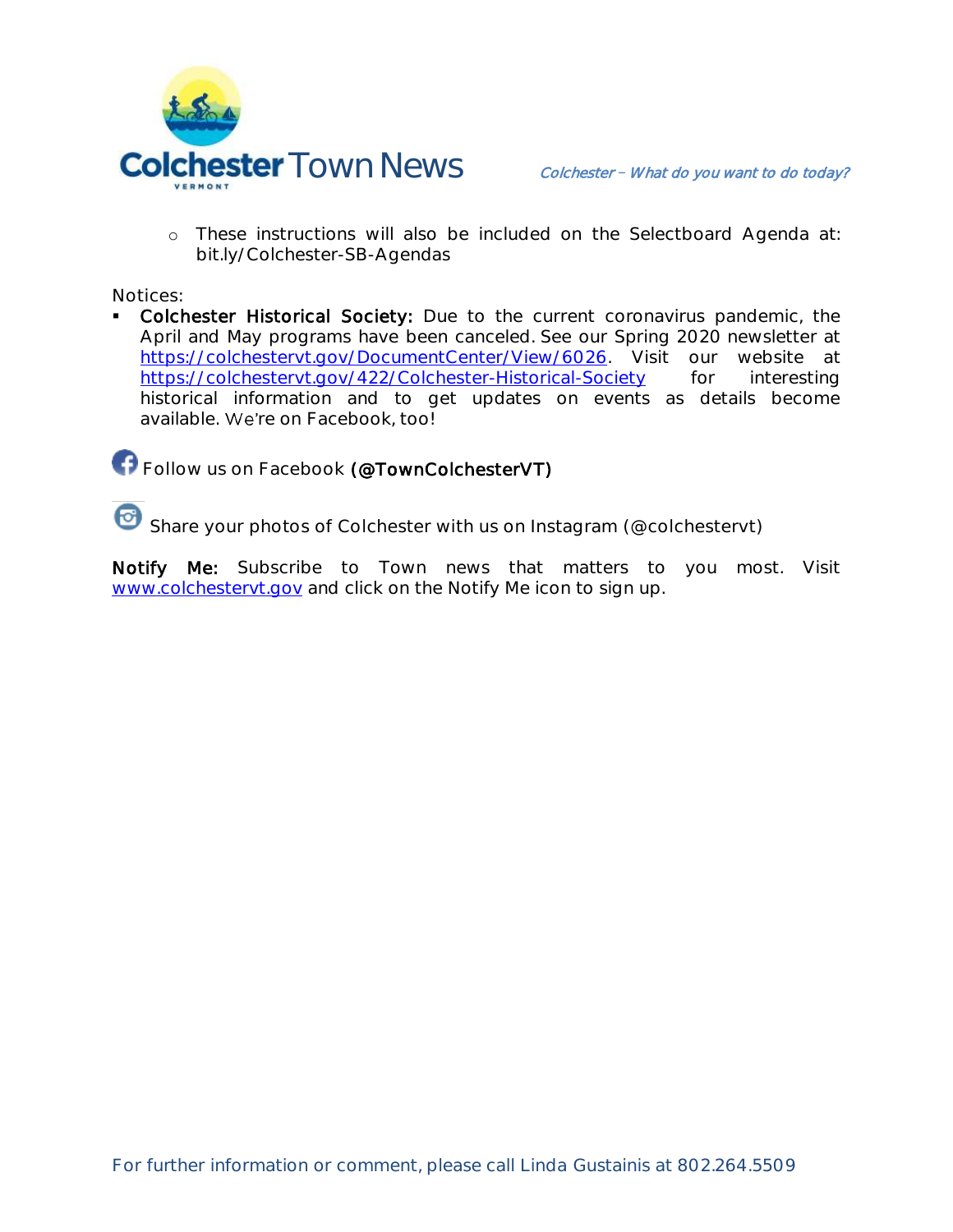- These instructions will also be included on the Selectboard Agenda at: bit.ly/Colchester-SB-Agendas

Notices:

- **Colchester Historical Society:** Due to the current coronavirus pandemic, the April and May programs have been canceled. See our Spring 2020 newsletter at https://colchestervt.gov/DocumentCenter/View/6026. Visit our website at https://colchestervt.gov/422/Colchester-Historical-Society for interesting historical information and to get updates on events as details become available. We're on Facebook, too!

Follow us on Facebook **(@TownColchesterVT)**

Share your photos of Colchester with us on Instagram (@colchestervt)

**Notify Me:** Subscribe to Town news that matters to you most. Visit www.colchestervt.gov and click on the Notify Me icon to sign up.

For further information or comment, please call Linda Gustainis at 802.264.5509